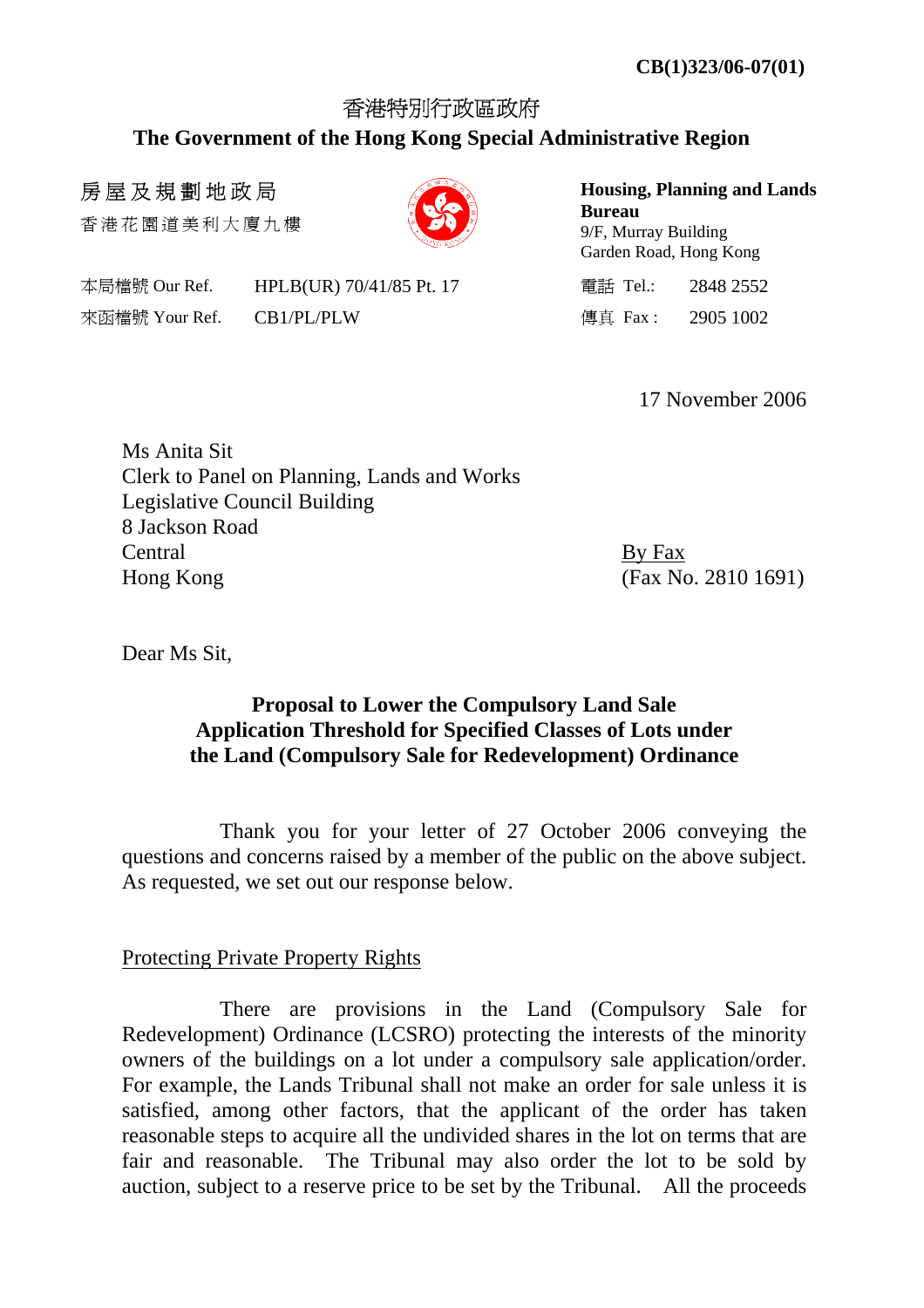**CB(1)323/06-07(01)**

香港特別行政區政府
**The Government of the Hong Kong Special Administrative Region**

房屋及規劃地政局
香港花園道美利大廈九樓

**Housing, Planning and Lands Bureau**
9/F, Murray Building
Garden Road, Hong Kong

| | | | |
|---|---|---|---|
| 本局檔號 Our Ref. | HPLB(UR) 70/41/85 Pt. 17 | 電話 Tel.: | 2848 2552 |
| 來函檔號 Your Ref. | CB1/PL/PLW | 傳真 Fax : | 2905 1002 |

17 November 2006

Ms Anita Sit
Clerk to Panel on Planning, Lands and Works
Legislative Council Building
8 Jackson Road
Central
Hong Kong

By Fax
(Fax No. 2810 1691)

Dear Ms Sit,

**Proposal to Lower the Compulsory Land Sale Application Threshold for Specified Classes of Lots under the Land (Compulsory Sale for Redevelopment) Ordinance**

Thank you for your letter of 27 October 2006 conveying the questions and concerns raised by a member of the public on the above subject. As requested, we set out our response below.

Protecting Private Property Rights

There are provisions in the Land (Compulsory Sale for Redevelopment) Ordinance (LCSRO) protecting the interests of the minority owners of the buildings on a lot under a compulsory sale application/order. For example, the Lands Tribunal shall not make an order for sale unless it is satisfied, among other factors, that the applicant of the order has taken reasonable steps to acquire all the undivided shares in the lot on terms that are fair and reasonable. The Tribunal may also order the lot to be sold by auction, subject to a reserve price to be set by the Tribunal. All the proceeds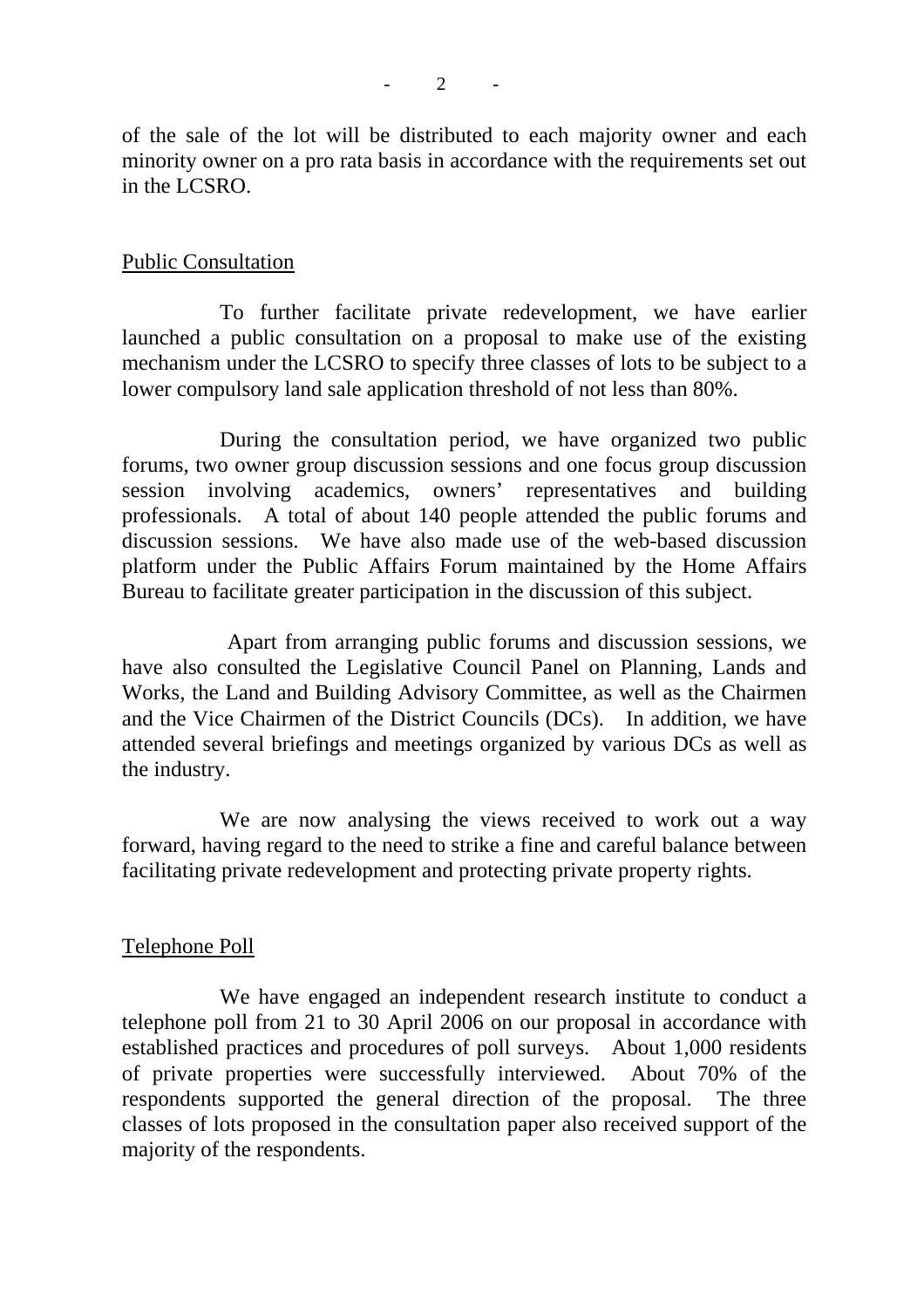of the sale of the lot will be distributed to each majority owner and each minority owner on a pro rata basis in accordance with the requirements set out in the LCSRO.

## Public Consultation

To further facilitate private redevelopment, we have earlier launched a public consultation on a proposal to make use of the existing mechanism under the LCSRO to specify three classes of lots to be subject to a lower compulsory land sale application threshold of not less than 80%.

During the consultation period, we have organized two public forums, two owner group discussion sessions and one focus group discussion session involving academics, owners' representatives and building professionals. A total of about 140 people attended the public forums and discussion sessions. We have also made use of the web-based discussion platform under the Public Affairs Forum maintained by the Home Affairs Bureau to facilitate greater participation in the discussion of this subject.

Apart from arranging public forums and discussion sessions, we have also consulted the Legislative Council Panel on Planning, Lands and Works, the Land and Building Advisory Committee, as well as the Chairmen and the Vice Chairmen of the District Councils (DCs). In addition, we have attended several briefings and meetings organized by various DCs as well as the industry.

We are now analysing the views received to work out a way forward, having regard to the need to strike a fine and careful balance between facilitating private redevelopment and protecting private property rights.

## Telephone Poll

We have engaged an independent research institute to conduct a telephone poll from 21 to 30 April 2006 on our proposal in accordance with established practices and procedures of poll surveys. About 1,000 residents of private properties were successfully interviewed. About 70% of the respondents supported the general direction of the proposal. The three classes of lots proposed in the consultation paper also received support of the majority of the respondents.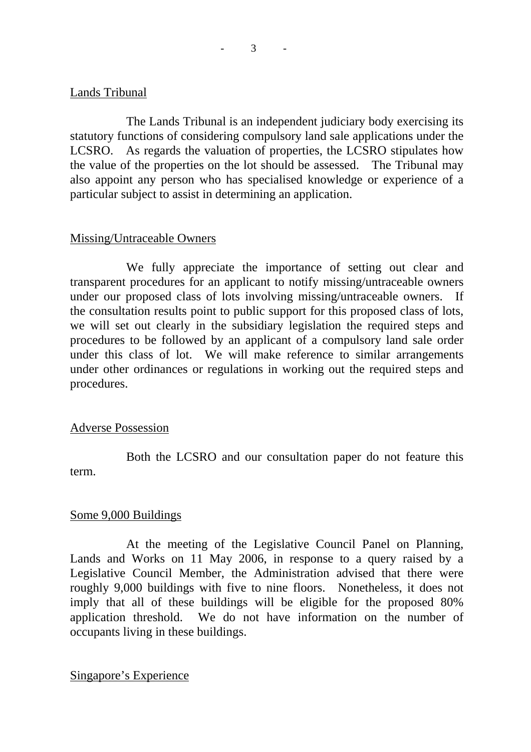Lands Tribunal

The Lands Tribunal is an independent judiciary body exercising its statutory functions of considering compulsory land sale applications under the LCSRO. As regards the valuation of properties, the LCSRO stipulates how the value of the properties on the lot should be assessed. The Tribunal may also appoint any person who has specialised knowledge or experience of a particular subject to assist in determining an application.

Missing/Untraceable Owners

We fully appreciate the importance of setting out clear and transparent procedures for an applicant to notify missing/untraceable owners under our proposed class of lots involving missing/untraceable owners. If the consultation results point to public support for this proposed class of lots, we will set out clearly in the subsidiary legislation the required steps and procedures to be followed by an applicant of a compulsory land sale order under this class of lot. We will make reference to similar arrangements under other ordinances or regulations in working out the required steps and procedures.

Adverse Possession

Both the LCSRO and our consultation paper do not feature this term.

Some 9,000 Buildings

At the meeting of the Legislative Council Panel on Planning, Lands and Works on 11 May 2006, in response to a query raised by a Legislative Council Member, the Administration advised that there were roughly 9,000 buildings with five to nine floors. Nonetheless, it does not imply that all of these buildings will be eligible for the proposed 80% application threshold. We do not have information on the number of occupants living in these buildings.

Singapore's Experience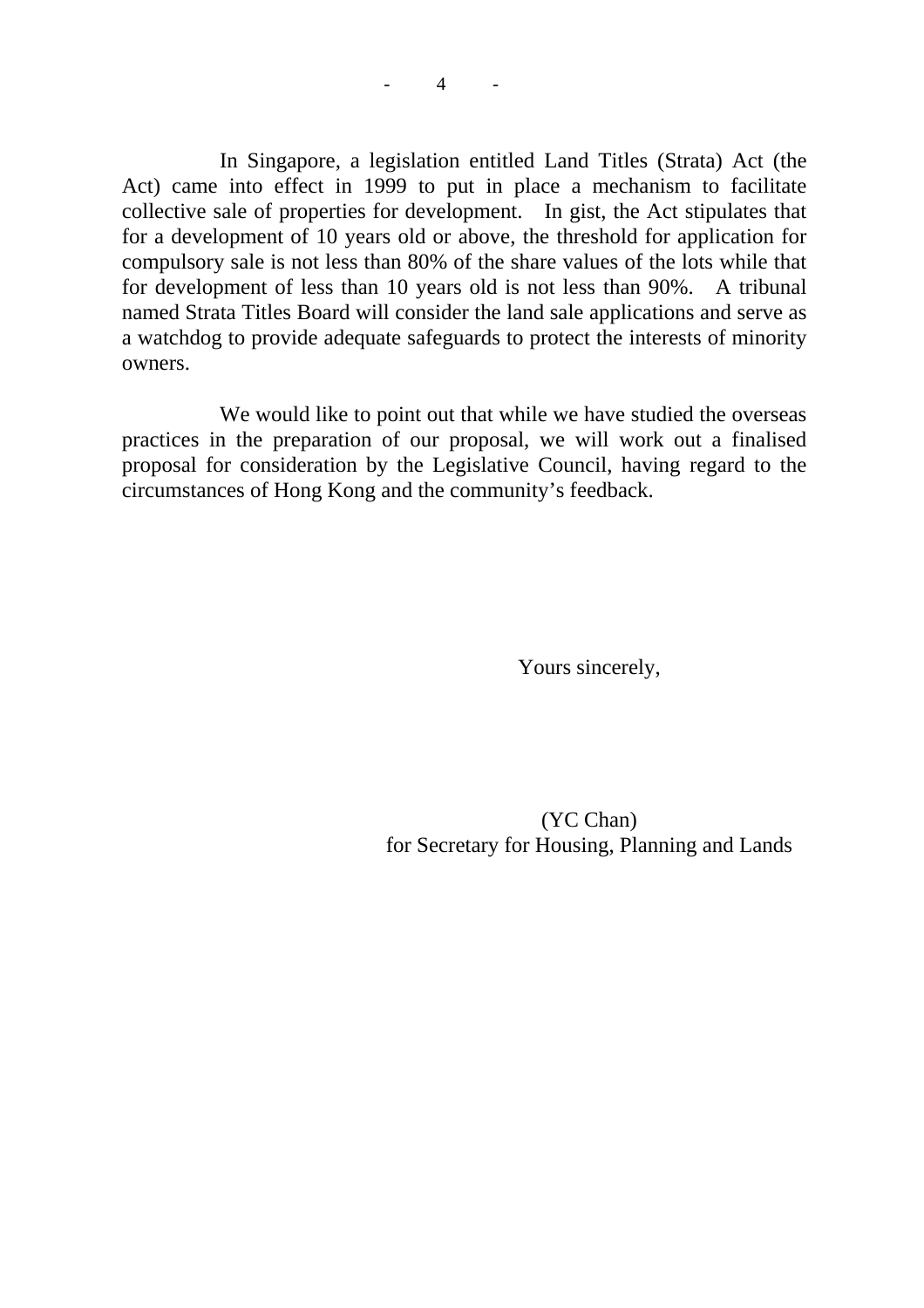In Singapore, a legislation entitled Land Titles (Strata) Act (the Act) came into effect in 1999 to put in place a mechanism to facilitate collective sale of properties for development. In gist, the Act stipulates that for a development of 10 years old or above, the threshold for application for compulsory sale is not less than 80% of the share values of the lots while that for development of less than 10 years old is not less than 90%. A tribunal named Strata Titles Board will consider the land sale applications and serve as a watchdog to provide adequate safeguards to protect the interests of minority owners.

We would like to point out that while we have studied the overseas practices in the preparation of our proposal, we will work out a finalised proposal for consideration by the Legislative Council, having regard to the circumstances of Hong Kong and the community's feedback.

Yours sincerely,

(YC Chan)
for Secretary for Housing, Planning and Lands